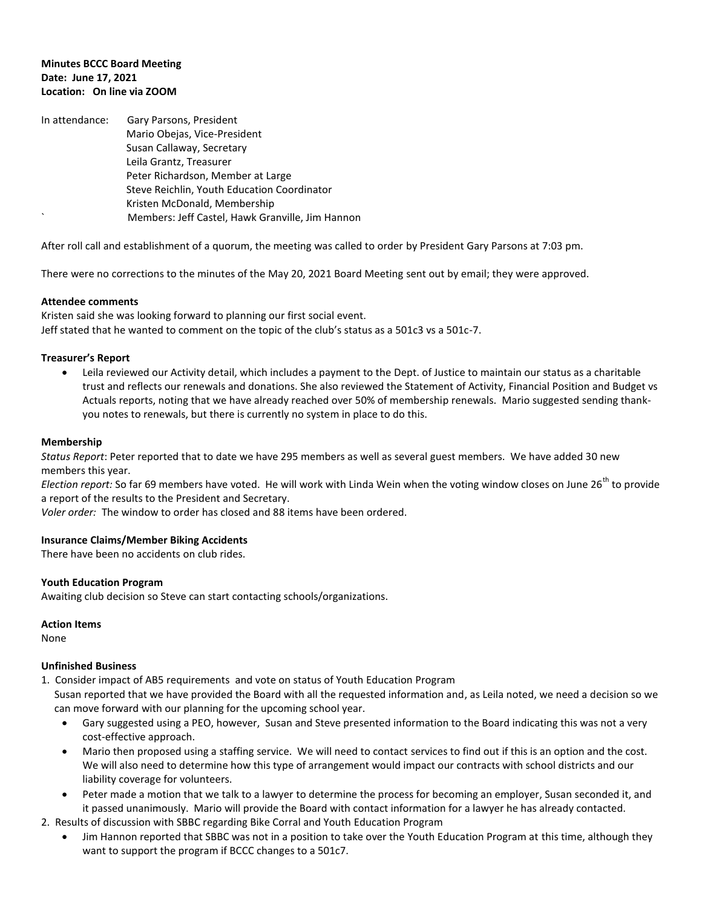**Minutes BCCC Board Meeting**
**Date: June 17, 2021**
**Location: On line via ZOOM**

In attendance: Gary Parsons, President
Mario Obejas, Vice-President
Susan Callaway, Secretary
Leila Grantz, Treasurer
Peter Richardson, Member at Large
Steve Reichlin, Youth Education Coordinator
Kristen McDonald, Membership
` Members: Jeff Castel, Hawk Granville, Jim Hannon

After roll call and establishment of a quorum, the meeting was called to order by President Gary Parsons at 7:03 pm.

There were no corrections to the minutes of the May 20, 2021 Board Meeting sent out by email; they were approved.

**Attendee comments**

Kristen said she was looking forward to planning our first social event.
Jeff stated that he wanted to comment on the topic of the club's status as a 501c3 vs a 501c-7.

**Treasurer's Report**

- Leila reviewed our Activity detail, which includes a payment to the Dept. of Justice to maintain our status as a charitable trust and reflects our renewals and donations. She also reviewed the Statement of Activity, Financial Position and Budget vs Actuals reports, noting that we have already reached over 50% of membership renewals. Mario suggested sending thank-you notes to renewals, but there is currently no system in place to do this.

**Membership**

*Status Report*: Peter reported that to date we have 295 members as well as several guest members. We have added 30 new members this year.
*Election report:* So far 69 members have voted. He will work with Linda Wein when the voting window closes on June 26th to provide a report of the results to the President and Secretary.
*Voler order:* The window to order has closed and 88 items have been ordered.

**Insurance Claims/Member Biking Accidents**

There have been no accidents on club rides.

**Youth Education Program**

Awaiting club decision so Steve can start contacting schools/organizations.

**Action Items**

None

**Unfinished Business**

1. Consider impact of AB5 requirements and vote on status of Youth Education Program
   Susan reported that we have provided the Board with all the requested information and, as Leila noted, we need a decision so we can move forward with our planning for the upcoming school year.
   - Gary suggested using a PEO, however, Susan and Steve presented information to the Board indicating this was not a very cost-effective approach.
   - Mario then proposed using a staffing service. We will need to contact services to find out if this is an option and the cost. We will also need to determine how this type of arrangement would impact our contracts with school districts and our liability coverage for volunteers.
   - Peter made a motion that we talk to a lawyer to determine the process for becoming an employer, Susan seconded it, and it passed unanimously. Mario will provide the Board with contact information for a lawyer he has already contacted.
2. Results of discussion with SBBC regarding Bike Corral and Youth Education Program
   - Jim Hannon reported that SBBC was not in a position to take over the Youth Education Program at this time, although they want to support the program if BCCC changes to a 501c7.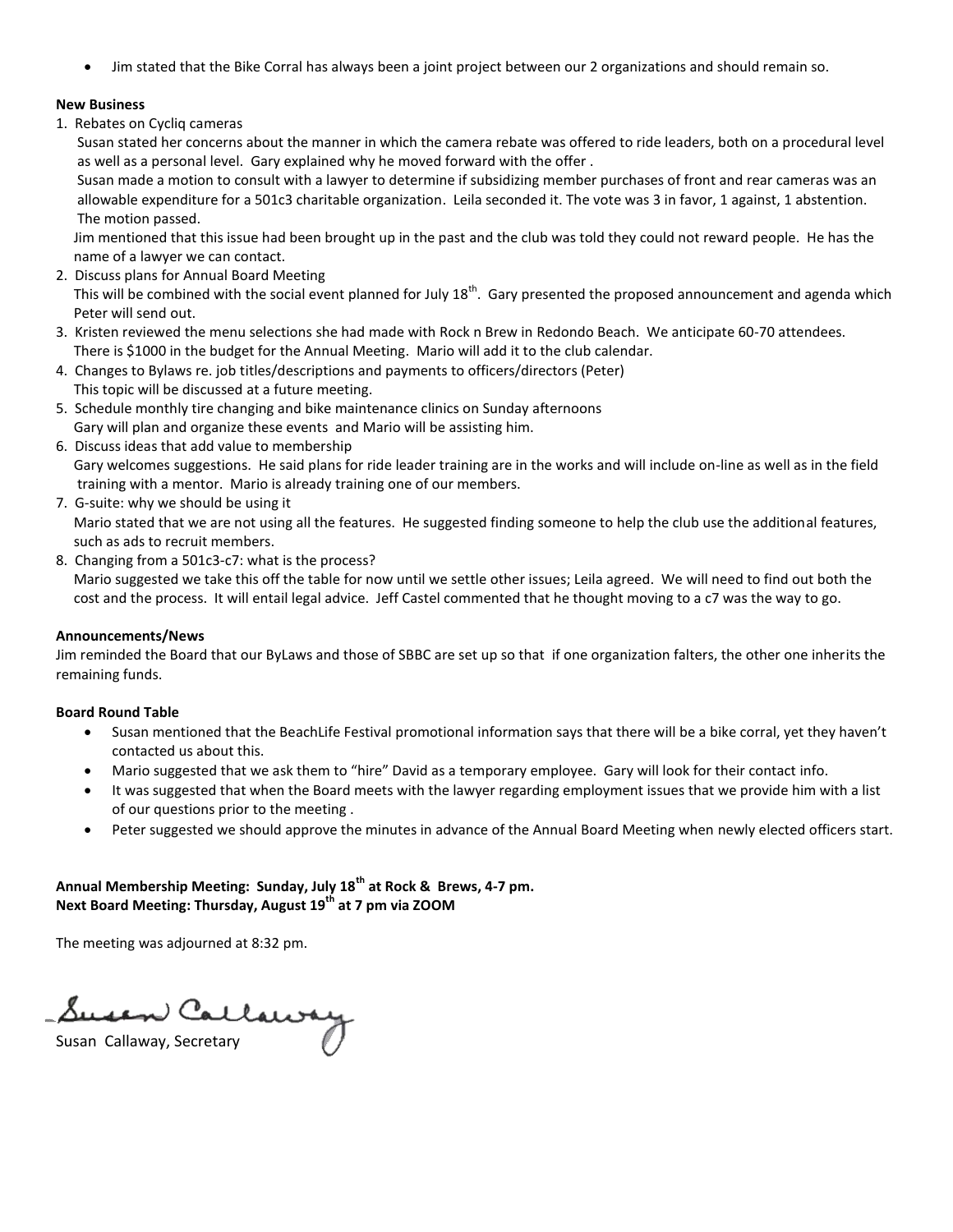- Jim stated that the Bike Corral has always been a joint project between our 2 organizations and should remain so.

**New Business**

1. Rebates on Cycliq cameras
   Susan stated her concerns about the manner in which the camera rebate was offered to ride leaders, both on a procedural level as well as a personal level. Gary explained why he moved forward with the offer .
   Susan made a motion to consult with a lawyer to determine if subsidizing member purchases of front and rear cameras was an allowable expenditure for a 501c3 charitable organization. Leila seconded it. The vote was 3 in favor, 1 against, 1 abstention. The motion passed.
   Jim mentioned that this issue had been brought up in the past and the club was told they could not reward people. He has the name of a lawyer we can contact.
2. Discuss plans for Annual Board Meeting
   This will be combined with the social event planned for July 18th. Gary presented the proposed announcement and agenda which Peter will send out.
3. Kristen reviewed the menu selections she had made with Rock n Brew in Redondo Beach. We anticipate 60-70 attendees. There is $1000 in the budget for the Annual Meeting. Mario will add it to the club calendar.
4. Changes to Bylaws re. job titles/descriptions and payments to officers/directors (Peter)
   This topic will be discussed at a future meeting.
5. Schedule monthly tire changing and bike maintenance clinics on Sunday afternoons
   Gary will plan and organize these events and Mario will be assisting him.
6. Discuss ideas that add value to membership
   Gary welcomes suggestions. He said plans for ride leader training are in the works and will include on-line as well as in the field training with a mentor. Mario is already training one of our members.
7. G-suite: why we should be using it
   Mario stated that we are not using all the features. He suggested finding someone to help the club use the additional features, such as ads to recruit members.
8. Changing from a 501c3-c7: what is the process?
   Mario suggested we take this off the table for now until we settle other issues; Leila agreed. We will need to find out both the cost and the process. It will entail legal advice. Jeff Castel commented that he thought moving to a c7 was the way to go.

**Announcements/News**

Jim reminded the Board that our ByLaws and those of SBBC are set up so that if one organization falters, the other one inherits the remaining funds.

**Board Round Table**

- Susan mentioned that the BeachLife Festival promotional information says that there will be a bike corral, yet they haven't contacted us about this.
- Mario suggested that we ask them to "hire" David as a temporary employee. Gary will look for their contact info.
- It was suggested that when the Board meets with the lawyer regarding employment issues that we provide him with a list of our questions prior to the meeting .
- Peter suggested we should approve the minutes in advance of the Annual Board Meeting when newly elected officers start.

**Annual Membership Meeting: Sunday, July 18th at Rock & Brews, 4-7 pm.**
**Next Board Meeting: Thursday, August 19th at 7 pm via ZOOM**

The meeting was adjourned at 8:32 pm.

Susan Callaway

Susan Callaway, Secretary